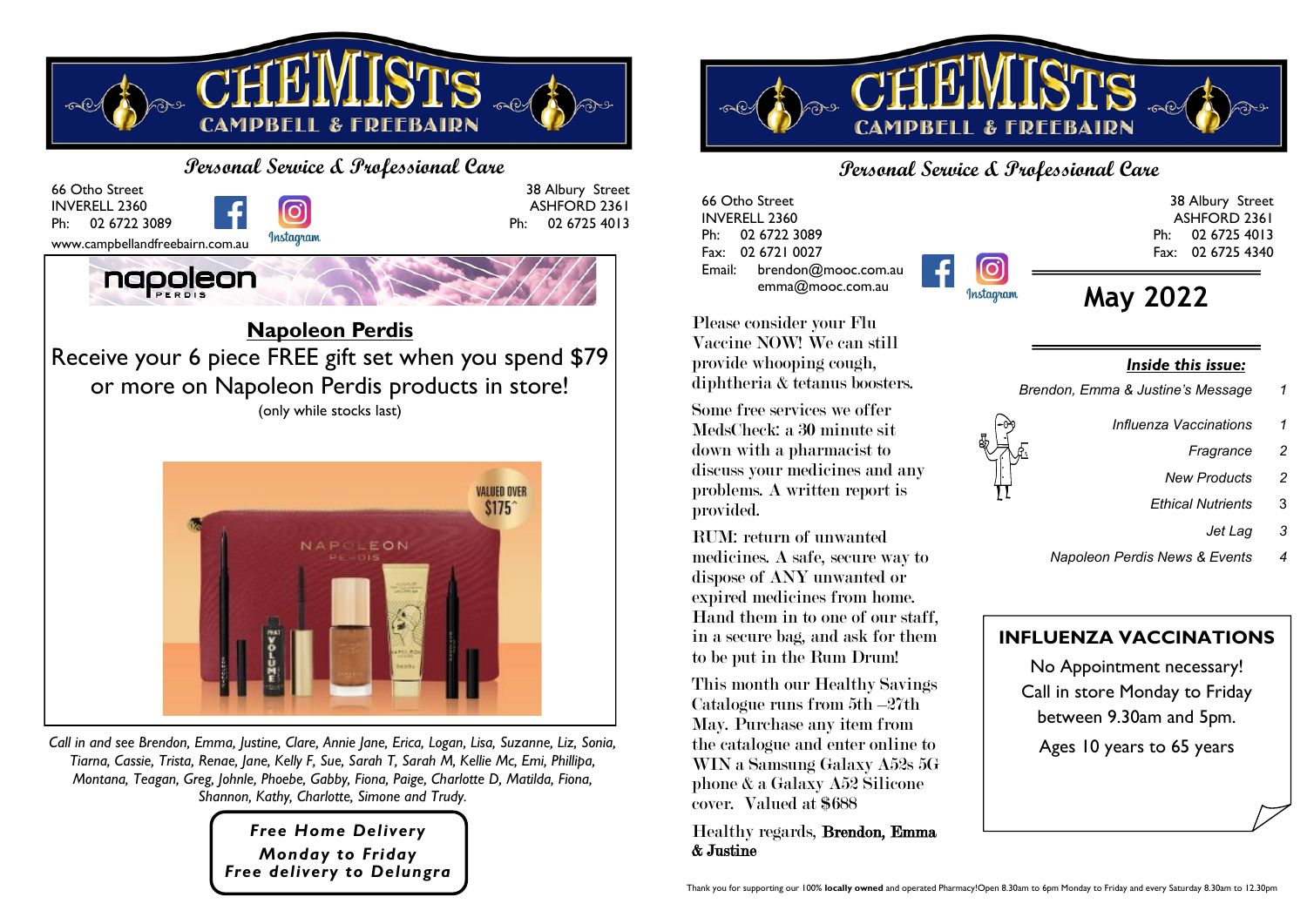# CHEMISTS CAMPBELL & FREEBAIRN

**Personal Service & Professional Care**

66 Otho Street
INVERELL 2360
Ph: 02 6722 3089

38 Albury Street
ASHFORD 2361
Ph: 02 6725 4013

www.campbellandfreebairn.com.au

Instagram

napoleon PERDIS

## Napoleon Perdis

Receive your 6 piece FREE gift set when you spend $79 or more on Napoleon Perdis products in store!

(only while stocks last)

VALUED OVER $175^

*Call in and see Brendon, Emma, Justine, Clare, Annie Jane, Erica, Logan, Lisa, Suzanne, Liz, Sonia, Tiarna, Cassie, Trista, Renae, Jane, Kelly F, Sue, Sarah T, Sarah M, Kellie Mc, Emi, Phillipa, Montana, Teagan, Greg, Johnle, Phoebe, Gabby, Fiona, Paige, Charlotte D, Matilda, Fiona, Shannon, Kathy, Charlotte, Simone and Trudy.*

***Free Home Delivery***
***Monday to Friday***
***Free delivery to Delungra***

---

# CHEMISTS CAMPBELL & FREEBAIRN

**Personal Service & Professional Care**

66 Otho Street
INVERELL 2360
Ph: 02 6722 3089
Fax: 02 6721 0027
Email: brendon@mooc.com.au
emma@mooc.com.au

38 Albury Street
ASHFORD 2361
Ph: 02 6725 4013
Fax: 02 6725 4340

Instagram

## May 2022

**Inside this issue:**

| | |
|---|---|
| *Brendon, Emma & Justine's Message* | 1 |
| *Influenza Vaccinations* | 1 |
| *Fragrance* | 2 |
| *New Products* | 2 |
| *Ethical Nutrients* | 3 |
| *Jet Lag* | 3 |
| *Napoleon Perdis News & Events* | 4 |

Please consider your Flu Vaccine NOW! We can still provide whooping cough, diphtheria & tetanus boosters.

Some free services we offer MedsCheck: a 30 minute sit down with a pharmacist to discuss your medicines and any problems. A written report is provided.

RUM: return of unwanted medicines. A safe, secure way to dispose of ANY unwanted or expired medicines from home. Hand them in to one of our staff, in a secure bag, and ask for them to be put in the Rum Drum!

This month our Healthy Savings Catalogue runs from 5th –27th May. Purchase any item from the catalogue and enter online to WIN a Samsung Galaxy A52s 5G phone & a Galaxy A52 Silicone cover. Valued at $688

Healthy regards, **Brendon, Emma & Justine**

### INFLUENZA VACCINATIONS

No Appointment necessary!

Call in store Monday to Friday between 9.30am and 5pm.

Ages 10 years to 65 years

Thank you for supporting our 100% **locally owned** and operated Pharmacy!Open 8.30am to 6pm Monday to Friday and every Saturday 8.30am to 12.30pm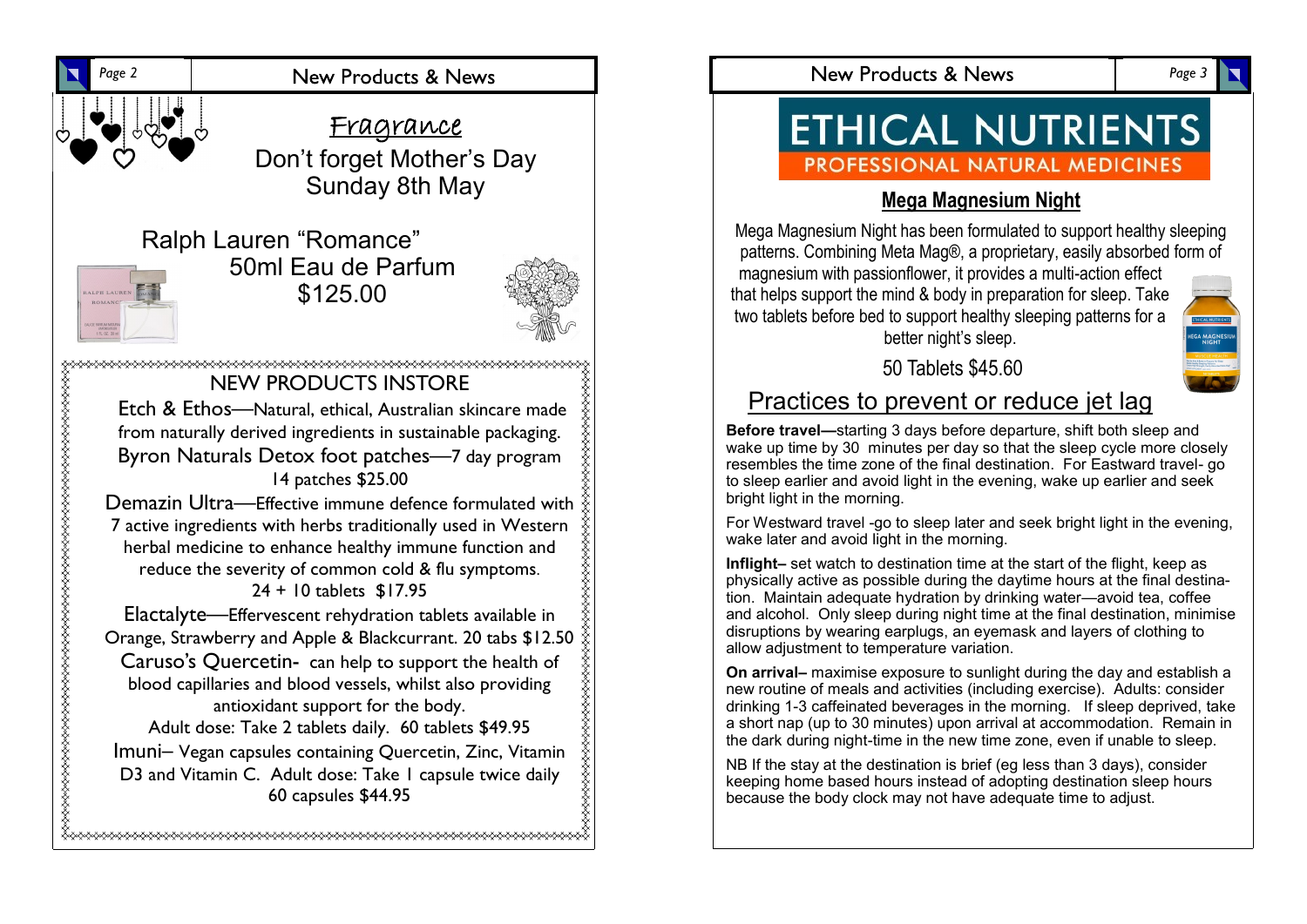## Fragrance

Don't forget Mother's Day
Sunday 8th May

Ralph Lauren "Romance"
50ml Eau de Parfum
$125.00

## NEW PRODUCTS INSTORE

Etch & Ethos—Natural, ethical, Australian skincare made from naturally derived ingredients in sustainable packaging.

Byron Naturals Detox foot patches—7 day program
14 patches $25.00

Demazin Ultra—Effective immune defence formulated with 7 active ingredients with herbs traditionally used in Western herbal medicine to enhance healthy immune function and reduce the severity of common cold & flu symptoms.
24 + 10 tablets $17.95

Elactalyte—Effervescent rehydration tablets available in Orange, Strawberry and Apple & Blackcurrant. 20 tabs $12.50

Caruso's Quercetin- can help to support the health of blood capillaries and blood vessels, whilst also providing antioxidant support for the body.
Adult dose: Take 2 tablets daily. 60 tablets $49.95

Imuni– Vegan capsules containing Quercetin, Zinc, Vitamin D3 and Vitamin C. Adult dose: Take 1 capsule twice daily
60 capsules $44.95

# ETHICAL NUTRIENTS
PROFESSIONAL NATURAL MEDICINES

## Mega Magnesium Night

Mega Magnesium Night has been formulated to support healthy sleeping patterns. Combining Meta Mag®, a proprietary, easily absorbed form of magnesium with passionflower, it provides a multi-action effect that helps support the mind & body in preparation for sleep. Take two tablets before bed to support healthy sleeping patterns for a better night's sleep.

50 Tablets $45.60

## Practices to prevent or reduce jet lag

**Before travel—**starting 3 days before departure, shift both sleep and wake up time by 30 minutes per day so that the sleep cycle more closely resembles the time zone of the final destination. For Eastward travel- go to sleep earlier and avoid light in the evening, wake up earlier and seek bright light in the morning.

For Westward travel -go to sleep later and seek bright light in the evening, wake later and avoid light in the morning.

**Inflight–** set watch to destination time at the start of the flight, keep as physically active as possible during the daytime hours at the final destination. Maintain adequate hydration by drinking water—avoid tea, coffee and alcohol. Only sleep during night time at the final destination, minimise disruptions by wearing earplugs, an eyemask and layers of clothing to allow adjustment to temperature variation.

**On arrival–** maximise exposure to sunlight during the day and establish a new routine of meals and activities (including exercise). Adults: consider drinking 1-3 caffeinated beverages in the morning. If sleep deprived, take a short nap (up to 30 minutes) upon arrival at accommodation. Remain in the dark during night-time in the new time zone, even if unable to sleep.

NB If the stay at the destination is brief (eg less than 3 days), consider keeping home based hours instead of adopting destination sleep hours because the body clock may not have adequate time to adjust.